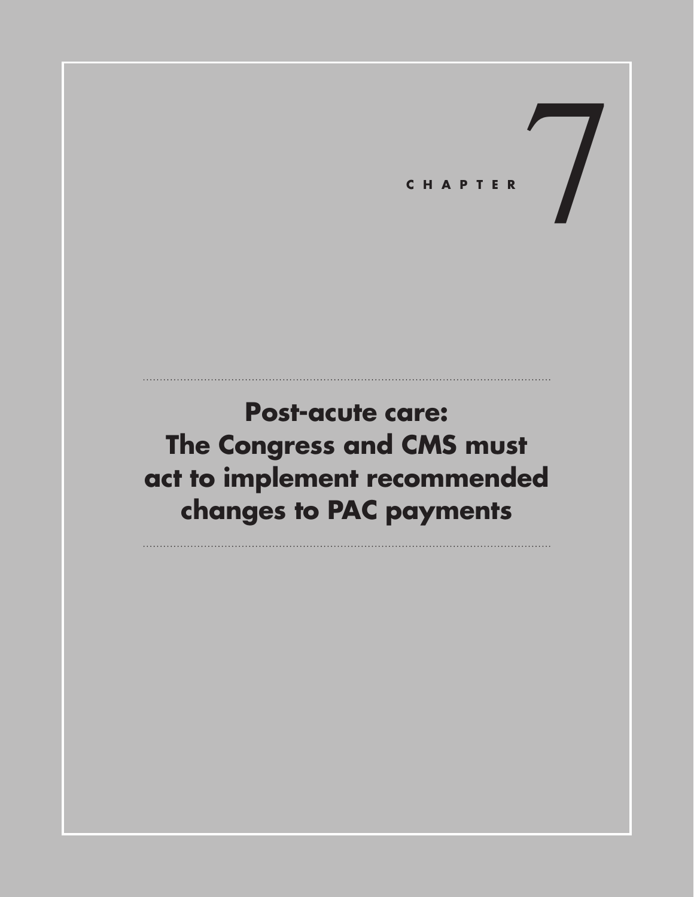CHAPTER 7

# Post-acute care: The Congress and CMS must act to implement recommended changes to PAC payments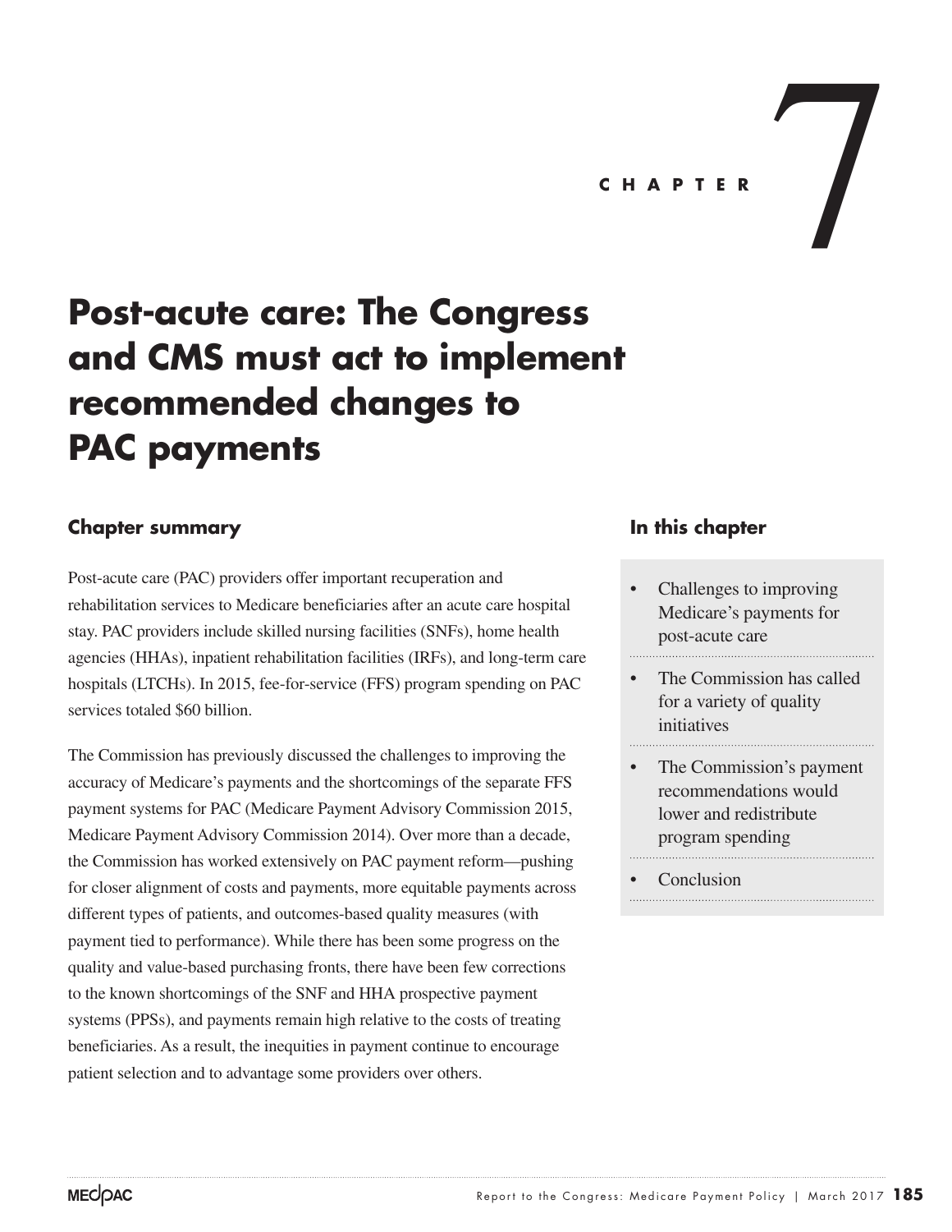C H A P T E R 7

# Post-acute care: The Congress and CMS must act to implement recommended changes to PAC payments

## Chapter summary

Post-acute care (PAC) providers offer important recuperation and rehabilitation services to Medicare beneficiaries after an acute care hospital stay. PAC providers include skilled nursing facilities (SNFs), home health agencies (HHAs), inpatient rehabilitation facilities (IRFs), and long-term care hospitals (LTCHs). In 2015, fee-for-service (FFS) program spending on PAC services totaled $60 billion.

The Commission has previously discussed the challenges to improving the accuracy of Medicare's payments and the shortcomings of the separate FFS payment systems for PAC (Medicare Payment Advisory Commission 2015, Medicare Payment Advisory Commission 2014). Over more than a decade, the Commission has worked extensively on PAC payment reform—pushing for closer alignment of costs and payments, more equitable payments across different types of patients, and outcomes-based quality measures (with payment tied to performance). While there has been some progress on the quality and value-based purchasing fronts, there have been few corrections to the known shortcomings of the SNF and HHA prospective payment systems (PPSs), and payments remain high relative to the costs of treating beneficiaries. As a result, the inequities in payment continue to encourage patient selection and to advantage some providers over others.

## In this chapter

- Challenges to improving Medicare's payments for post-acute care
- The Commission has called for a variety of quality initiatives
- The Commission's payment recommendations would lower and redistribute program spending
- Conclusion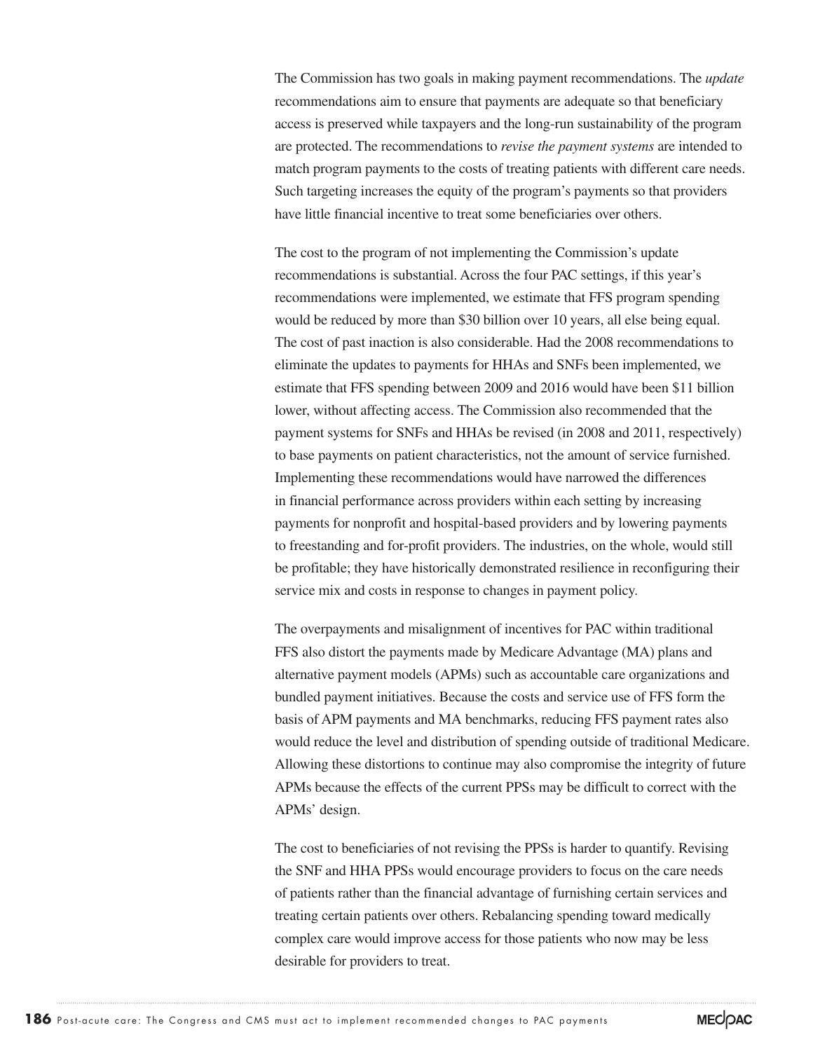The Commission has two goals in making payment recommendations. The *update* recommendations aim to ensure that payments are adequate so that beneficiary access is preserved while taxpayers and the long-run sustainability of the program are protected. The recommendations to *revise the payment systems* are intended to match program payments to the costs of treating patients with different care needs. Such targeting increases the equity of the program's payments so that providers have little financial incentive to treat some beneficiaries over others.

The cost to the program of not implementing the Commission's update recommendations is substantial. Across the four PAC settings, if this year's recommendations were implemented, we estimate that FFS program spending would be reduced by more than $30 billion over 10 years, all else being equal. The cost of past inaction is also considerable. Had the 2008 recommendations to eliminate the updates to payments for HHAs and SNFs been implemented, we estimate that FFS spending between 2009 and 2016 would have been $11 billion lower, without affecting access. The Commission also recommended that the payment systems for SNFs and HHAs be revised (in 2008 and 2011, respectively) to base payments on patient characteristics, not the amount of service furnished. Implementing these recommendations would have narrowed the differences in financial performance across providers within each setting by increasing payments for nonprofit and hospital-based providers and by lowering payments to freestanding and for-profit providers. The industries, on the whole, would still be profitable; they have historically demonstrated resilience in reconfiguring their service mix and costs in response to changes in payment policy.

The overpayments and misalignment of incentives for PAC within traditional FFS also distort the payments made by Medicare Advantage (MA) plans and alternative payment models (APMs) such as accountable care organizations and bundled payment initiatives. Because the costs and service use of FFS form the basis of APM payments and MA benchmarks, reducing FFS payment rates also would reduce the level and distribution of spending outside of traditional Medicare. Allowing these distortions to continue may also compromise the integrity of future APMs because the effects of the current PPSs may be difficult to correct with the APMs' design.

The cost to beneficiaries of not revising the PPSs is harder to quantify. Revising the SNF and HHA PPSs would encourage providers to focus on the care needs of patients rather than the financial advantage of furnishing certain services and treating certain patients over others. Rebalancing spending toward medically complex care would improve access for those patients who now may be less desirable for providers to treat.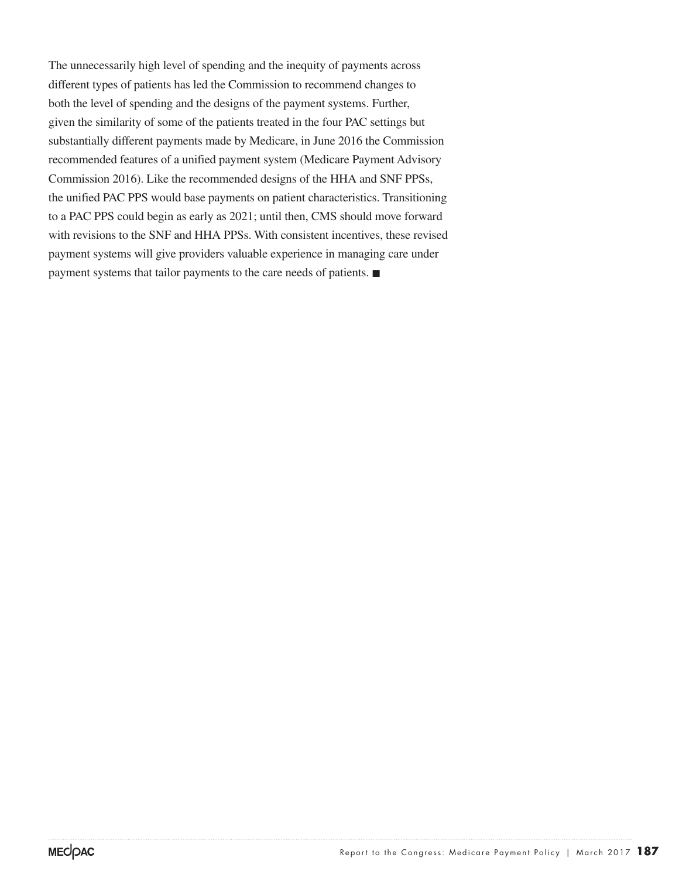The unnecessarily high level of spending and the inequity of payments across different types of patients has led the Commission to recommend changes to both the level of spending and the designs of the payment systems. Further, given the similarity of some of the patients treated in the four PAC settings but substantially different payments made by Medicare, in June 2016 the Commission recommended features of a unified payment system (Medicare Payment Advisory Commission 2016). Like the recommended designs of the HHA and SNF PPSs, the unified PAC PPS would base payments on patient characteristics. Transitioning to a PAC PPS could begin as early as 2021; until then, CMS should move forward with revisions to the SNF and HHA PPSs. With consistent incentives, these revised payment systems will give providers valuable experience in managing care under payment systems that tailor payments to the care needs of patients. ■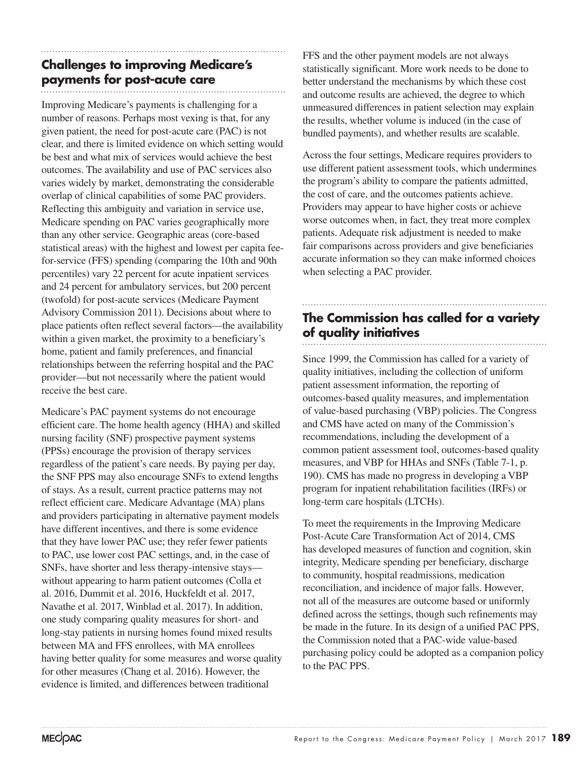## Challenges to improving Medicare's payments for post-acute care

Improving Medicare's payments is challenging for a number of reasons. Perhaps most vexing is that, for any given patient, the need for post-acute care (PAC) is not clear, and there is limited evidence on which setting would be best and what mix of services would achieve the best outcomes. The availability and use of PAC services also varies widely by market, demonstrating the considerable overlap of clinical capabilities of some PAC providers. Reflecting this ambiguity and variation in service use, Medicare spending on PAC varies geographically more than any other service. Geographic areas (core-based statistical areas) with the highest and lowest per capita fee-for-service (FFS) spending (comparing the 10th and 90th percentiles) vary 22 percent for acute inpatient services and 24 percent for ambulatory services, but 200 percent (twofold) for post-acute services (Medicare Payment Advisory Commission 2011). Decisions about where to place patients often reflect several factors—the availability within a given market, the proximity to a beneficiary's home, patient and family preferences, and financial relationships between the referring hospital and the PAC provider—but not necessarily where the patient would receive the best care.

Medicare's PAC payment systems do not encourage efficient care. The home health agency (HHA) and skilled nursing facility (SNF) prospective payment systems (PPSs) encourage the provision of therapy services regardless of the patient's care needs. By paying per day, the SNF PPS may also encourage SNFs to extend lengths of stays. As a result, current practice patterns may not reflect efficient care. Medicare Advantage (MA) plans and providers participating in alternative payment models have different incentives, and there is some evidence that they have lower PAC use; they refer fewer patients to PAC, use lower cost PAC settings, and, in the case of SNFs, have shorter and less therapy-intensive stays—without appearing to harm patient outcomes (Colla et al. 2016, Dummit et al. 2016, Huckfeldt et al. 2017, Navathe et al. 2017, Winblad et al. 2017). In addition, one study comparing quality measures for short- and long-stay patients in nursing homes found mixed results between MA and FFS enrollees, with MA enrollees having better quality for some measures and worse quality for other measures (Chang et al. 2016). However, the evidence is limited, and differences between traditional FFS and the other payment models are not always statistically significant. More work needs to be done to better understand the mechanisms by which these cost and outcome results are achieved, the degree to which unmeasured differences in patient selection may explain the results, whether volume is induced (in the case of bundled payments), and whether results are scalable.

Across the four settings, Medicare requires providers to use different patient assessment tools, which undermines the program's ability to compare the patients admitted, the cost of care, and the outcomes patients achieve. Providers may appear to have higher costs or achieve worse outcomes when, in fact, they treat more complex patients. Adequate risk adjustment is needed to make fair comparisons across providers and give beneficiaries accurate information so they can make informed choices when selecting a PAC provider.

## The Commission has called for a variety of quality initiatives

Since 1999, the Commission has called for a variety of quality initiatives, including the collection of uniform patient assessment information, the reporting of outcomes-based quality measures, and implementation of value-based purchasing (VBP) policies. The Congress and CMS have acted on many of the Commission's recommendations, including the development of a common patient assessment tool, outcomes-based quality measures, and VBP for HHAs and SNFs (Table 7-1, p. 190). CMS has made no progress in developing a VBP program for inpatient rehabilitation facilities (IRFs) or long-term care hospitals (LTCHs).

To meet the requirements in the Improving Medicare Post-Acute Care Transformation Act of 2014, CMS has developed measures of function and cognition, skin integrity, Medicare spending per beneficiary, discharge to community, hospital readmissions, medication reconciliation, and incidence of major falls. However, not all of the measures are outcome based or uniformly defined across the settings, though such refinements may be made in the future. In its design of a unified PAC PPS, the Commission noted that a PAC-wide value-based purchasing policy could be adopted as a companion policy to the PAC PPS.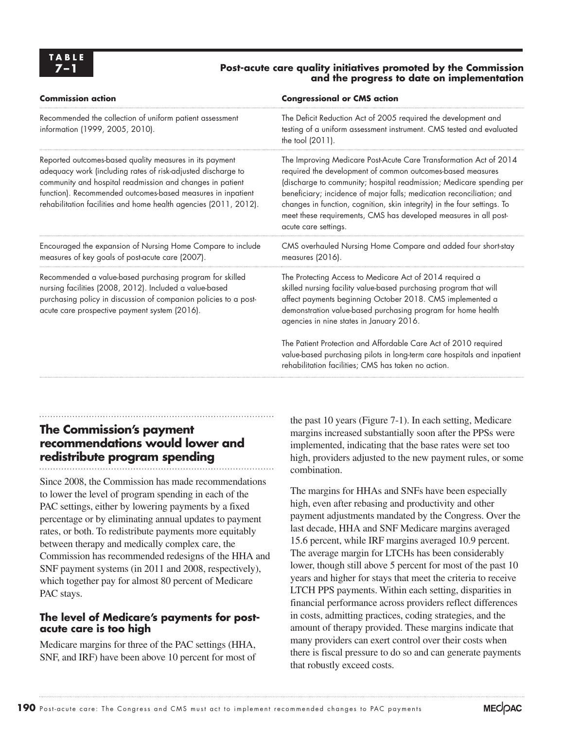**TABLE 7–1**

**Post-acute care quality initiatives promoted by the Commission and the progress to date on implementation**

| Commission action | Congressional or CMS action |
|---|---|
| Recommended the collection of uniform patient assessment information (1999, 2005, 2010). | The Deficit Reduction Act of 2005 required the development and testing of a uniform assessment instrument. CMS tested and evaluated the tool (2011). |
| Reported outcomes-based quality measures in its payment adequacy work (including rates of risk-adjusted discharge to community and hospital readmission and changes in patient function). Recommended outcomes-based measures in inpatient rehabilitation facilities and home health agencies (2011, 2012). | The Improving Medicare Post-Acute Care Transformation Act of 2014 required the development of common outcomes-based measures (discharge to community; hospital readmission; Medicare spending per beneficiary; incidence of major falls; medication reconciliation; and changes in function, cognition, skin integrity) in the four settings. To meet these requirements, CMS has developed measures in all post-acute care settings. |
| Encouraged the expansion of Nursing Home Compare to include measures of key goals of post-acute care (2007). | CMS overhauled Nursing Home Compare and added four short-stay measures (2016). |
| Recommended a value-based purchasing program for skilled nursing facilities (2008, 2012). Included a value-based purchasing policy in discussion of companion policies to a post-acute care prospective payment system (2016). | The Protecting Access to Medicare Act of 2014 required a skilled nursing facility value-based purchasing program that will affect payments beginning October 2018. CMS implemented a demonstration value-based purchasing program for home health agencies in nine states in January 2016.<br><br>The Patient Protection and Affordable Care Act of 2010 required value-based purchasing pilots in long-term care hospitals and inpatient rehabilitation facilities; CMS has taken no action. |

## The Commission's payment recommendations would lower and redistribute program spending

Since 2008, the Commission has made recommendations to lower the level of program spending in each of the PAC settings, either by lowering payments by a fixed percentage or by eliminating annual updates to payment rates, or both. To redistribute payments more equitably between therapy and medically complex care, the Commission has recommended redesigns of the HHA and SNF payment systems (in 2011 and 2008, respectively), which together pay for almost 80 percent of Medicare PAC stays.

### The level of Medicare's payments for post-acute care is too high

Medicare margins for three of the PAC settings (HHA, SNF, and IRF) have been above 10 percent for most of the past 10 years (Figure 7-1). In each setting, Medicare margins increased substantially soon after the PPSs were implemented, indicating that the base rates were set too high, providers adjusted to the new payment rules, or some combination.

The margins for HHAs and SNFs have been especially high, even after rebasing and productivity and other payment adjustments mandated by the Congress. Over the last decade, HHA and SNF Medicare margins averaged 15.6 percent, while IRF margins averaged 10.9 percent. The average margin for LTCHs has been considerably lower, though still above 5 percent for most of the past 10 years and higher for stays that meet the criteria to receive LTCH PPS payments. Within each setting, disparities in financial performance across providers reflect differences in costs, admitting practices, coding strategies, and the amount of therapy provided. These margins indicate that many providers can exert control over their costs when there is fiscal pressure to do so and can generate payments that robustly exceed costs.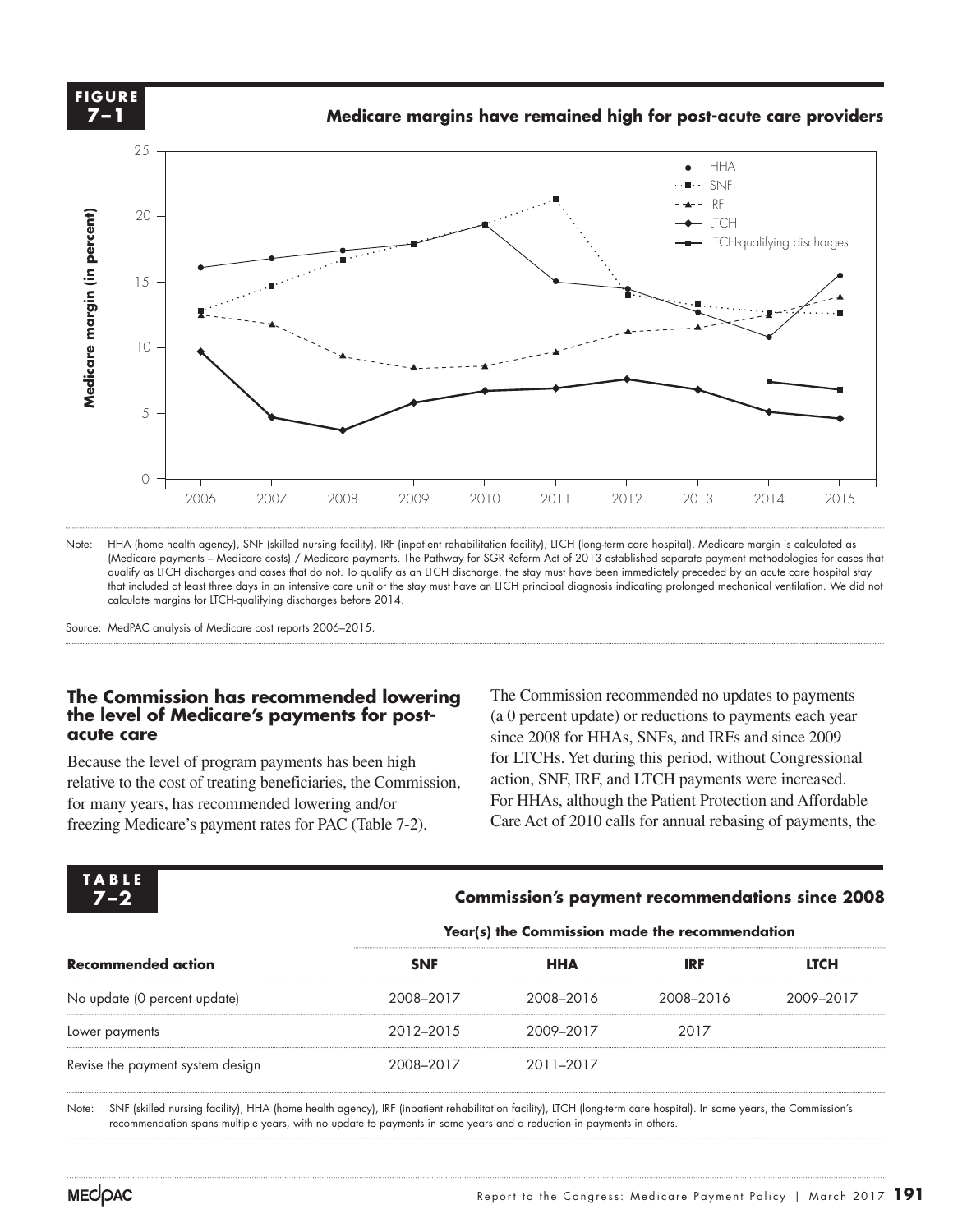**FIGURE 7–1**

**Medicare margins have remained high for post-acute care providers**

Note: HHA (home health agency), SNF (skilled nursing facility), IRF (inpatient rehabilitation facility), LTCH (long-term care hospital). Medicare margin is calculated as (Medicare payments – Medicare costs) / Medicare payments. The Pathway for SGR Reform Act of 2013 established separate payment methodologies for cases that qualify as LTCH discharges and cases that do not. To qualify as an LTCH discharge, the stay must have been immediately preceded by an acute care hospital stay that included at least three days in an intensive care unit or the stay must have an LTCH principal diagnosis indicating prolonged mechanical ventilation. We did not calculate margins for LTCH-qualifying discharges before 2014.

Source: MedPAC analysis of Medicare cost reports 2006–2015.

### The Commission has recommended lowering the level of Medicare's payments for post-acute care

Because the level of program payments has been high relative to the cost of treating beneficiaries, the Commission, for many years, has recommended lowering and/or freezing Medicare's payment rates for PAC (Table 7-2).

The Commission recommended no updates to payments (a 0 percent update) or reductions to payments each year since 2008 for HHAs, SNFs, and IRFs and since 2009 for LTCHs. Yet during this period, without Congressional action, SNF, IRF, and LTCH payments were increased. For HHAs, although the Patient Protection and Affordable Care Act of 2010 calls for annual rebasing of payments, the

**TABLE 7–2**

**Commission's payment recommendations since 2008**

| | Year(s) the Commission made the recommendation | | | |
|---|---|---|---|---|
| **Recommended action** | **SNF** | **HHA** | **IRF** | **LTCH** |
| No update (0 percent update) | 2008–2017 | 2008–2016 | 2008–2016 | 2009–2017 |
| Lower payments | 2012–2015 | 2009–2017 | 2017 | |
| Revise the payment system design | 2008–2017 | 2011–2017 | | |

Note: SNF (skilled nursing facility), HHA (home health agency), IRF (inpatient rehabilitation facility), LTCH (long-term care hospital). In some years, the Commission's recommendation spans multiple years, with no update to payments in some years and a reduction in payments in others.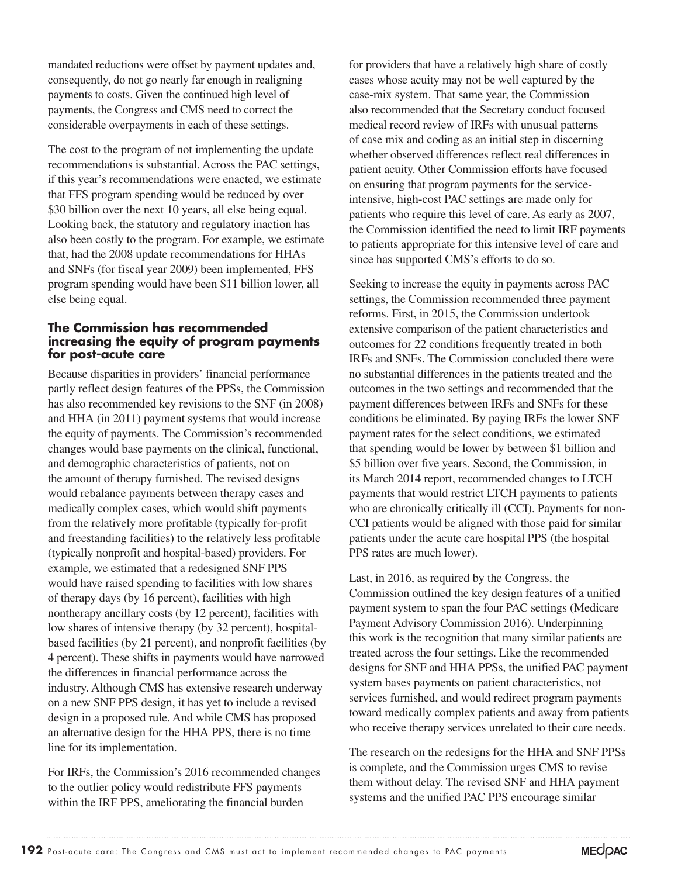mandated reductions were offset by payment updates and, consequently, do not go nearly far enough in realigning payments to costs. Given the continued high level of payments, the Congress and CMS need to correct the considerable overpayments in each of these settings.

The cost to the program of not implementing the update recommendations is substantial. Across the PAC settings, if this year's recommendations were enacted, we estimate that FFS program spending would be reduced by over $30 billion over the next 10 years, all else being equal. Looking back, the statutory and regulatory inaction has also been costly to the program. For example, we estimate that, had the 2008 update recommendations for HHAs and SNFs (for fiscal year 2009) been implemented, FFS program spending would have been $11 billion lower, all else being equal.

### The Commission has recommended increasing the equity of program payments for post-acute care

Because disparities in providers' financial performance partly reflect design features of the PPSs, the Commission has also recommended key revisions to the SNF (in 2008) and HHA (in 2011) payment systems that would increase the equity of payments. The Commission's recommended changes would base payments on the clinical, functional, and demographic characteristics of patients, not on the amount of therapy furnished. The revised designs would rebalance payments between therapy cases and medically complex cases, which would shift payments from the relatively more profitable (typically for-profit and freestanding facilities) to the relatively less profitable (typically nonprofit and hospital-based) providers. For example, we estimated that a redesigned SNF PPS would have raised spending to facilities with low shares of therapy days (by 16 percent), facilities with high nontherapy ancillary costs (by 12 percent), facilities with low shares of intensive therapy (by 32 percent), hospital-based facilities (by 21 percent), and nonprofit facilities (by 4 percent). These shifts in payments would have narrowed the differences in financial performance across the industry. Although CMS has extensive research underway on a new SNF PPS design, it has yet to include a revised design in a proposed rule. And while CMS has proposed an alternative design for the HHA PPS, there is no time line for its implementation.

For IRFs, the Commission's 2016 recommended changes to the outlier policy would redistribute FFS payments within the IRF PPS, ameliorating the financial burden for providers that have a relatively high share of costly cases whose acuity may not be well captured by the case-mix system. That same year, the Commission also recommended that the Secretary conduct focused medical record review of IRFs with unusual patterns of case mix and coding as an initial step in discerning whether observed differences reflect real differences in patient acuity. Other Commission efforts have focused on ensuring that program payments for the service-intensive, high-cost PAC settings are made only for patients who require this level of care. As early as 2007, the Commission identified the need to limit IRF payments to patients appropriate for this intensive level of care and since has supported CMS's efforts to do so.

Seeking to increase the equity in payments across PAC settings, the Commission recommended three payment reforms. First, in 2015, the Commission undertook extensive comparison of the patient characteristics and outcomes for 22 conditions frequently treated in both IRFs and SNFs. The Commission concluded there were no substantial differences in the patients treated and the outcomes in the two settings and recommended that the payment differences between IRFs and SNFs for these conditions be eliminated. By paying IRFs the lower SNF payment rates for the select conditions, we estimated that spending would be lower by between $1 billion and $5 billion over five years. Second, the Commission, in its March 2014 report, recommended changes to LTCH payments that would restrict LTCH payments to patients who are chronically critically ill (CCI). Payments for non-CCI patients would be aligned with those paid for similar patients under the acute care hospital PPS (the hospital PPS rates are much lower).

Last, in 2016, as required by the Congress, the Commission outlined the key design features of a unified payment system to span the four PAC settings (Medicare Payment Advisory Commission 2016). Underpinning this work is the recognition that many similar patients are treated across the four settings. Like the recommended designs for SNF and HHA PPSs, the unified PAC payment system bases payments on patient characteristics, not services furnished, and would redirect program payments toward medically complex patients and away from patients who receive therapy services unrelated to their care needs.

The research on the redesigns for the HHA and SNF PPSs is complete, and the Commission urges CMS to revise them without delay. The revised SNF and HHA payment systems and the unified PAC PPS encourage similar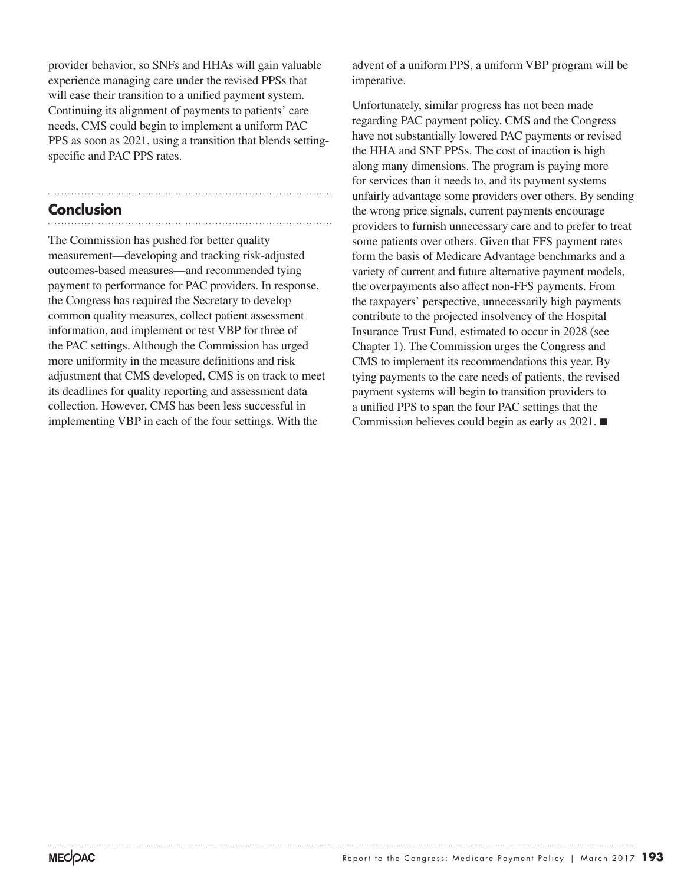provider behavior, so SNFs and HHAs will gain valuable experience managing care under the revised PPSs that will ease their transition to a unified payment system. Continuing its alignment of payments to patients' care needs, CMS could begin to implement a uniform PAC PPS as soon as 2021, using a transition that blends setting-specific and PAC PPS rates.

## Conclusion

The Commission has pushed for better quality measurement—developing and tracking risk-adjusted outcomes-based measures—and recommended tying payment to performance for PAC providers. In response, the Congress has required the Secretary to develop common quality measures, collect patient assessment information, and implement or test VBP for three of the PAC settings. Although the Commission has urged more uniformity in the measure definitions and risk adjustment that CMS developed, CMS is on track to meet its deadlines for quality reporting and assessment data collection. However, CMS has been less successful in implementing VBP in each of the four settings. With the advent of a uniform PPS, a uniform VBP program will be imperative.

Unfortunately, similar progress has not been made regarding PAC payment policy. CMS and the Congress have not substantially lowered PAC payments or revised the HHA and SNF PPSs. The cost of inaction is high along many dimensions. The program is paying more for services than it needs to, and its payment systems unfairly advantage some providers over others. By sending the wrong price signals, current payments encourage providers to furnish unnecessary care and to prefer to treat some patients over others. Given that FFS payment rates form the basis of Medicare Advantage benchmarks and a variety of current and future alternative payment models, the overpayments also affect non-FFS payments. From the taxpayers' perspective, unnecessarily high payments contribute to the projected insolvency of the Hospital Insurance Trust Fund, estimated to occur in 2028 (see Chapter 1). The Commission urges the Congress and CMS to implement its recommendations this year. By tying payments to the care needs of patients, the revised payment systems will begin to transition providers to a unified PPS to span the four PAC settings that the Commission believes could begin as early as 2021. ■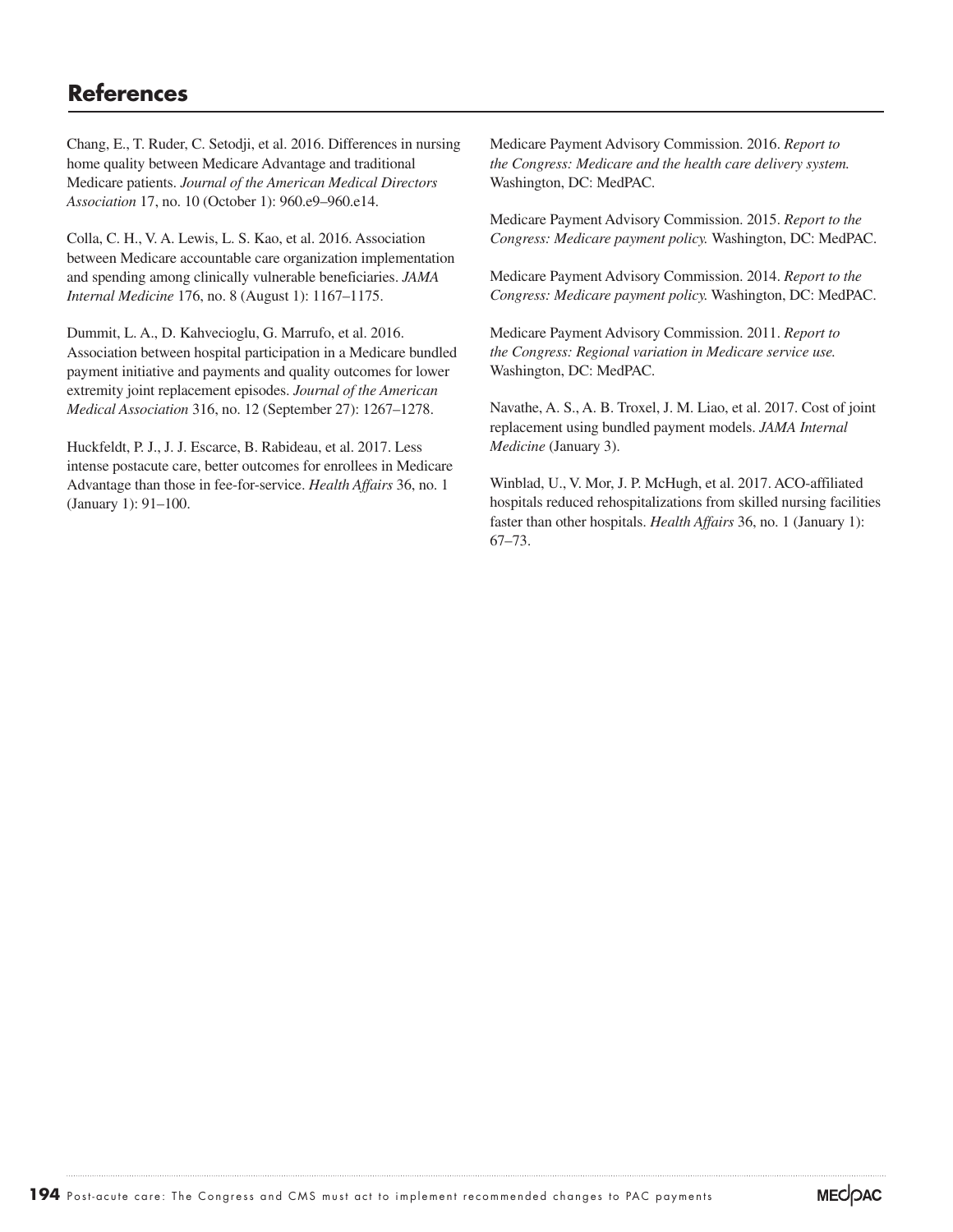## References

Chang, E., T. Ruder, C. Setodji, et al. 2016. Differences in nursing home quality between Medicare Advantage and traditional Medicare patients. *Journal of the American Medical Directors Association* 17, no. 10 (October 1): 960.e9–960.e14.

Colla, C. H., V. A. Lewis, L. S. Kao, et al. 2016. Association between Medicare accountable care organization implementation and spending among clinically vulnerable beneficiaries. *JAMA Internal Medicine* 176, no. 8 (August 1): 1167–1175.

Dummit, L. A., D. Kahvecioglu, G. Marrufo, et al. 2016. Association between hospital participation in a Medicare bundled payment initiative and payments and quality outcomes for lower extremity joint replacement episodes. *Journal of the American Medical Association* 316, no. 12 (September 27): 1267–1278.

Huckfeldt, P. J., J. J. Escarce, B. Rabideau, et al. 2017. Less intense postacute care, better outcomes for enrollees in Medicare Advantage than those in fee-for-service. *Health Affairs* 36, no. 1 (January 1): 91–100.

Medicare Payment Advisory Commission. 2016. *Report to the Congress: Medicare and the health care delivery system.* Washington, DC: MedPAC.

Medicare Payment Advisory Commission. 2015. *Report to the Congress: Medicare payment policy.* Washington, DC: MedPAC.

Medicare Payment Advisory Commission. 2014. *Report to the Congress: Medicare payment policy.* Washington, DC: MedPAC.

Medicare Payment Advisory Commission. 2011. *Report to the Congress: Regional variation in Medicare service use.* Washington, DC: MedPAC.

Navathe, A. S., A. B. Troxel, J. M. Liao, et al. 2017. Cost of joint replacement using bundled payment models. *JAMA Internal Medicine* (January 3).

Winblad, U., V. Mor, J. P. McHugh, et al. 2017. ACO-affiliated hospitals reduced rehospitalizations from skilled nursing facilities faster than other hospitals. *Health Affairs* 36, no. 1 (January 1): 67–73.